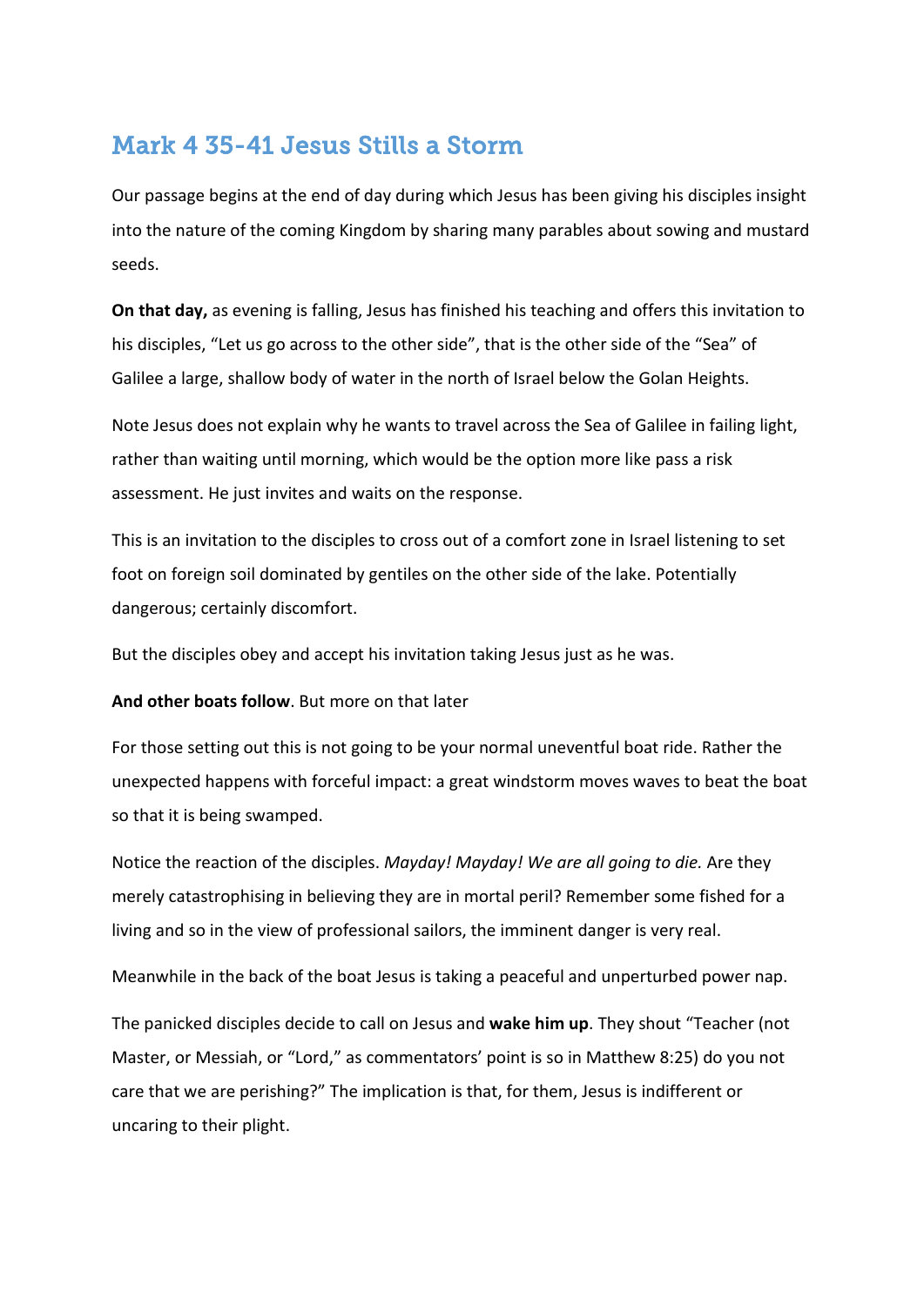# Mark 4 35-41 Jesus Stills a Storm

Our passage begins at the end of day during which Jesus has been giving his disciples insight into the nature of the coming Kingdom by sharing many parables about sowing and mustard seeds.

**On that day,** as evening is falling, Jesus has finished his teaching and offers this invitation to his disciples, "Let us go across to the other side", that is the other side of the "Sea" of Galilee a large, shallow body of water in the north of Israel below the Golan Heights.

Note Jesus does not explain why he wants to travel across the Sea of Galilee in failing light, rather than waiting until morning, which would be the option more like pass a risk assessment. He just invites and waits on the response.

This is an invitation to the disciples to cross out of a comfort zone in Israel listening to set foot on foreign soil dominated by gentiles on the other side of the lake. Potentially dangerous; certainly discomfort.

But the disciples obey and accept his invitation taking Jesus just as he was.

**And other boats follow**. But more on that later

For those setting out this is not going to be your normal uneventful boat ride. Rather the unexpected happens with forceful impact: a great windstorm moves waves to beat the boat so that it is being swamped.

Notice the reaction of the disciples. *Mayday! Mayday! We are all going to die.* Are they merely catastrophising in believing they are in mortal peril? Remember some fished for a living and so in the view of professional sailors, the imminent danger is very real.

Meanwhile in the back of the boat Jesus is taking a peaceful and unperturbed power nap.

The panicked disciples decide to call on Jesus and **wake him up**. They shout "Teacher (not Master, or Messiah, or "Lord," as commentators' point is so in Matthew 8:25) do you not care that we are perishing?" The implication is that, for them, Jesus is indifferent or uncaring to their plight.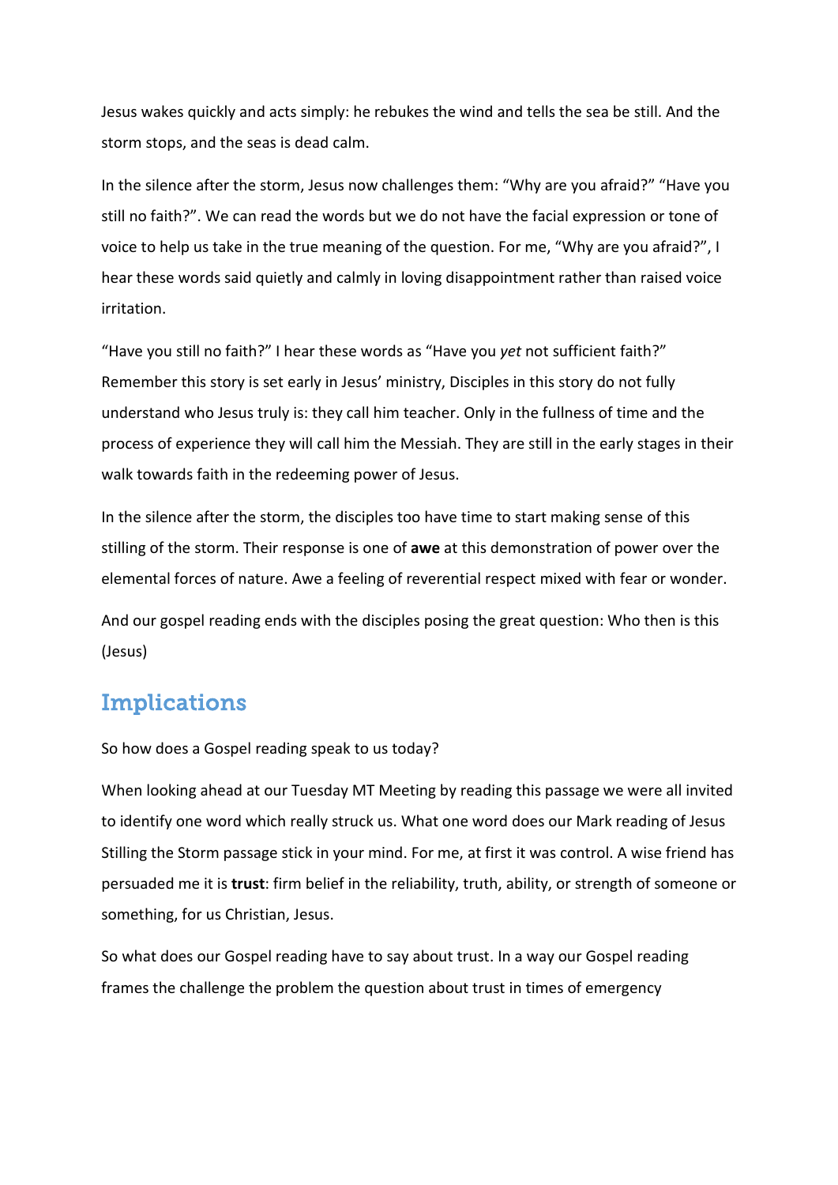Jesus wakes quickly and acts simply: he rebukes the wind and tells the sea be still. And the storm stops, and the seas is dead calm.

In the silence after the storm, Jesus now challenges them: “Why are you afraid?” “Have you still no faith?”. We can read the words but we do not have the facial expression or tone of voice to help us take in the true meaning of the question. For me, “Why are you afraid?”, I hear these words said quietly and calmly in loving disappointment rather than raised voice irritation.

“Have you still no faith?” I hear these words as “Have you *yet* not sufficient faith?” Remember this story is set early in Jesus’ ministry, Disciples in this story do not fully understand who Jesus truly is: they call him teacher. Only in the fullness of time and the process of experience they will call him the Messiah. They are still in the early stages in their walk towards faith in the redeeming power of Jesus.

In the silence after the storm, the disciples too have time to start making sense of this stilling of the storm. Their response is one of **awe** at this demonstration of power over the elemental forces of nature. Awe a feeling of reverential respect mixed with fear or wonder.

And our gospel reading ends with the disciples posing the great question: Who then is this (Jesus)

## Implications

So how does a Gospel reading speak to us today?

When looking ahead at our Tuesday MT Meeting by reading this passage we were all invited to identify one word which really struck us. What one word does our Mark reading of Jesus Stilling the Storm passage stick in your mind. For me, at first it was control. A wise friend has persuaded me it is **trust**: firm belief in the reliability, truth, ability, or strength of someone or something, for us Christian, Jesus.

So what does our Gospel reading have to say about trust. In a way our Gospel reading frames the challenge the problem the question about trust in times of emergency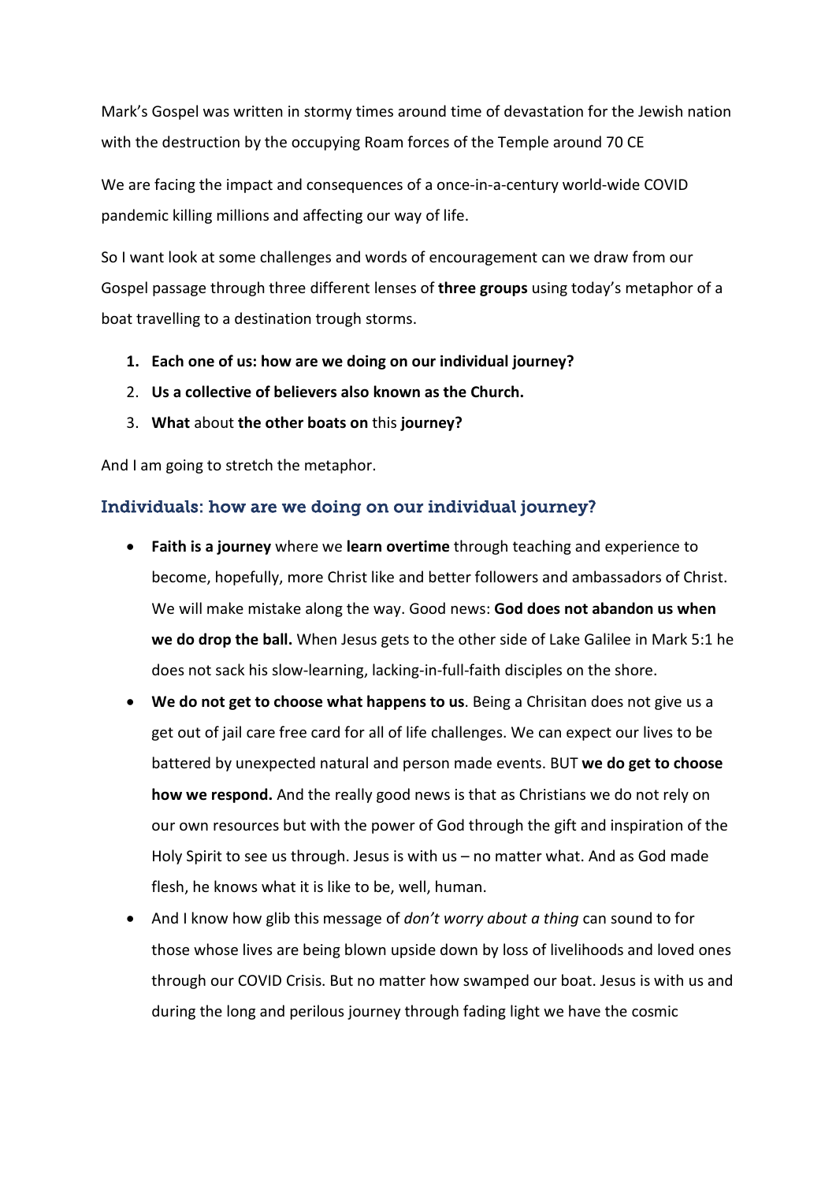Mark's Gospel was written in stormy times around time of devastation for the Jewish nation with the destruction by the occupying Roam forces of the Temple around 70 CE

We are facing the impact and consequences of a once-in-a-century world-wide COVID pandemic killing millions and affecting our way of life.

So I want look at some challenges and words of encouragement can we draw from our Gospel passage through three different lenses of **three groups** using today's metaphor of a boat travelling to a destination trough storms.

1. **Each one of us: how are we doing on our individual journey?**
2. **Us a collective of believers also known as the Church.**
3. **What** about **the other boats on** this **journey?**

And I am going to stretch the metaphor.

## Individuals: how are we doing on our individual journey?

- **Faith is a journey** where we **learn overtime** through teaching and experience to become, hopefully, more Christ like and better followers and ambassadors of Christ. We will make mistake along the way. Good news: **God does not abandon us when we do drop the ball.** When Jesus gets to the other side of Lake Galilee in Mark 5:1 he does not sack his slow-learning, lacking-in-full-faith disciples on the shore.
- **We do not get to choose what happens to us**. Being a Chrisitan does not give us a get out of jail care free card for all of life challenges. We can expect our lives to be battered by unexpected natural and person made events. BUT **we do get to choose how we respond.** And the really good news is that as Christians we do not rely on our own resources but with the power of God through the gift and inspiration of the Holy Spirit to see us through. Jesus is with us – no matter what. And as God made flesh, he knows what it is like to be, well, human.
- And I know how glib this message of *don't worry about a thing* can sound to for those whose lives are being blown upside down by loss of livelihoods and loved ones through our COVID Crisis. But no matter how swamped our boat. Jesus is with us and during the long and perilous journey through fading light we have the cosmic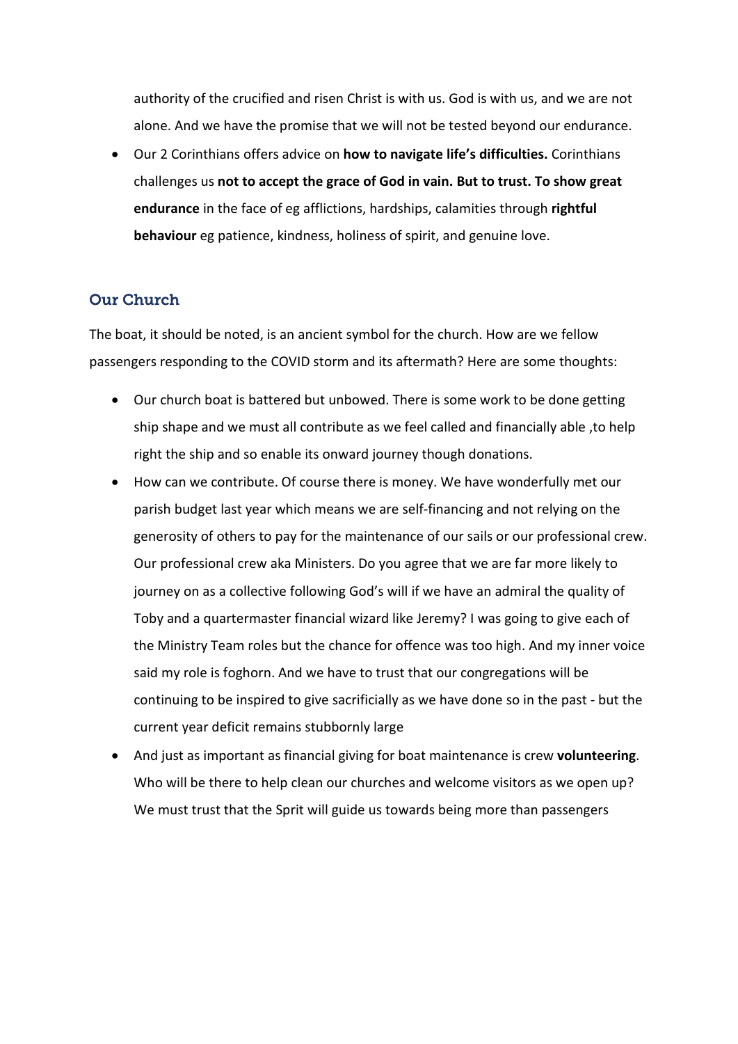authority of the crucified and risen Christ is with us. God is with us, and we are not alone. And we have the promise that we will not be tested beyond our endurance.

- Our 2 Corinthians offers advice on **how to navigate life's difficulties.** Corinthians challenges us **not to accept the grace of God in vain. But to trust. To show great endurance** in the face of eg afflictions, hardships, calamities through **rightful behaviour** eg patience, kindness, holiness of spirit, and genuine love.

## Our Church

The boat, it should be noted, is an ancient symbol for the church. How are we fellow passengers responding to the COVID storm and its aftermath? Here are some thoughts:

- Our church boat is battered but unbowed. There is some work to be done getting ship shape and we must all contribute as we feel called and financially able ,to help right the ship and so enable its onward journey though donations.
- How can we contribute. Of course there is money. We have wonderfully met our parish budget last year which means we are self-financing and not relying on the generosity of others to pay for the maintenance of our sails or our professional crew. Our professional crew aka Ministers. Do you agree that we are far more likely to journey on as a collective following God's will if we have an admiral the quality of Toby and a quartermaster financial wizard like Jeremy? I was going to give each of the Ministry Team roles but the chance for offence was too high. And my inner voice said my role is foghorn. And we have to trust that our congregations will be continuing to be inspired to give sacrificially as we have done so in the past - but the current year deficit remains stubbornly large
- And just as important as financial giving for boat maintenance is crew **volunteering**. Who will be there to help clean our churches and welcome visitors as we open up? We must trust that the Sprit will guide us towards being more than passengers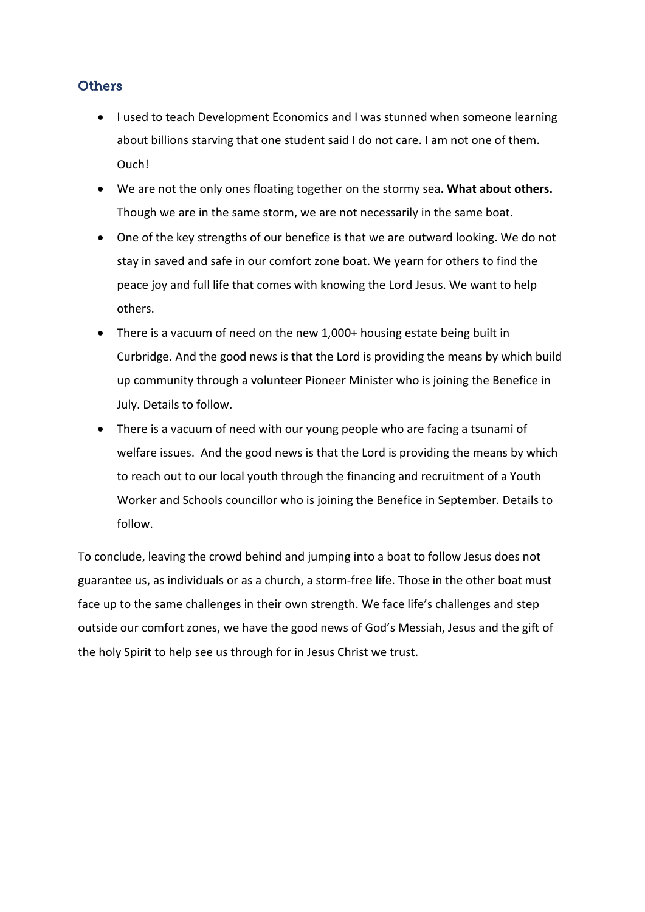## Others

- I used to teach Development Economics and I was stunned when someone learning about billions starving that one student said I do not care. I am not one of them. Ouch!
- We are not the only ones floating together on the stormy sea**. What about others.** Though we are in the same storm, we are not necessarily in the same boat.
- One of the key strengths of our benefice is that we are outward looking. We do not stay in saved and safe in our comfort zone boat. We yearn for others to find the peace joy and full life that comes with knowing the Lord Jesus. We want to help others.
- There is a vacuum of need on the new 1,000+ housing estate being built in Curbridge. And the good news is that the Lord is providing the means by which build up community through a volunteer Pioneer Minister who is joining the Benefice in July. Details to follow.
- There is a vacuum of need with our young people who are facing a tsunami of welfare issues. And the good news is that the Lord is providing the means by which to reach out to our local youth through the financing and recruitment of a Youth Worker and Schools councillor who is joining the Benefice in September. Details to follow.

To conclude, leaving the crowd behind and jumping into a boat to follow Jesus does not guarantee us, as individuals or as a church, a storm-free life. Those in the other boat must face up to the same challenges in their own strength. We face life's challenges and step outside our comfort zones, we have the good news of God's Messiah, Jesus and the gift of the holy Spirit to help see us through for in Jesus Christ we trust.